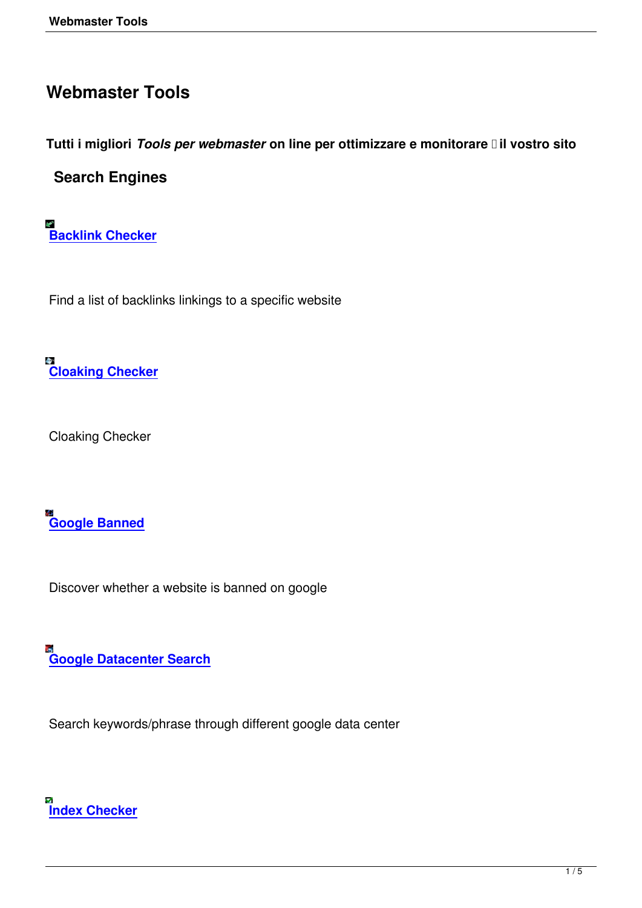# Webmaster Tools

**Tutti i migliori *Tools per webmaster* on line per ottimizzare e monitorare il vostro sito**

## Search Engines

**Backlink Checker**

Find a list of backlinks linkings to a specific website

**Cloaking Checker**

Cloaking Checker

**Google Banned**

Discover whether a website is banned on google

**Google Datacenter Search**

Search keywords/phrase through different google data center

**Index Checker**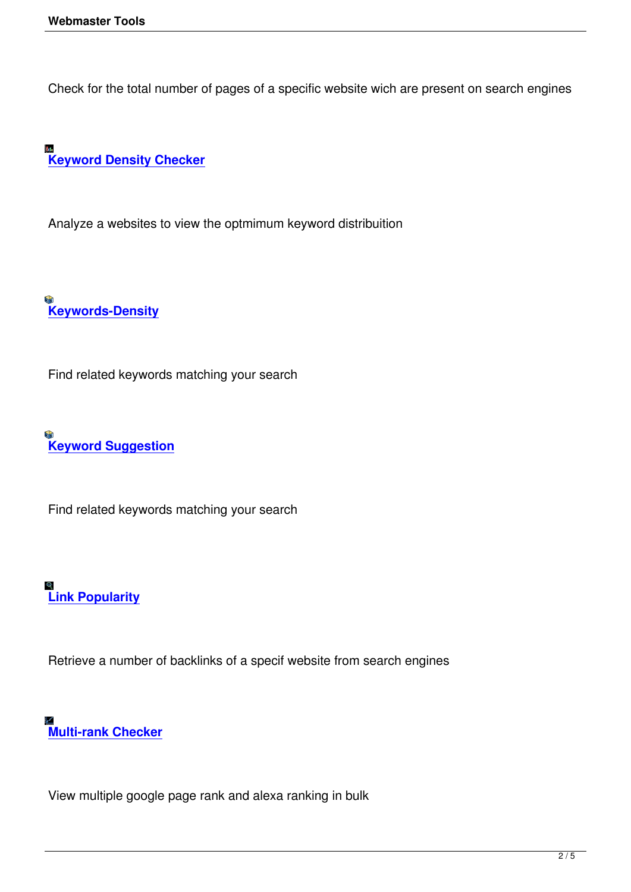Check for the total number of pages of a specific website wich are present on search engines

**Keyword Density Checker**

Analyze a websites to view the optmimum keyword distribuition

**Keywords-Density**

Find related keywords matching your search

**Keyword Suggestion**

Find related keywords matching your search

**Link Popularity**

Retrieve a number of backlinks of a specif website from search engines

**Multi-rank Checker**

View multiple google page rank and alexa ranking in bulk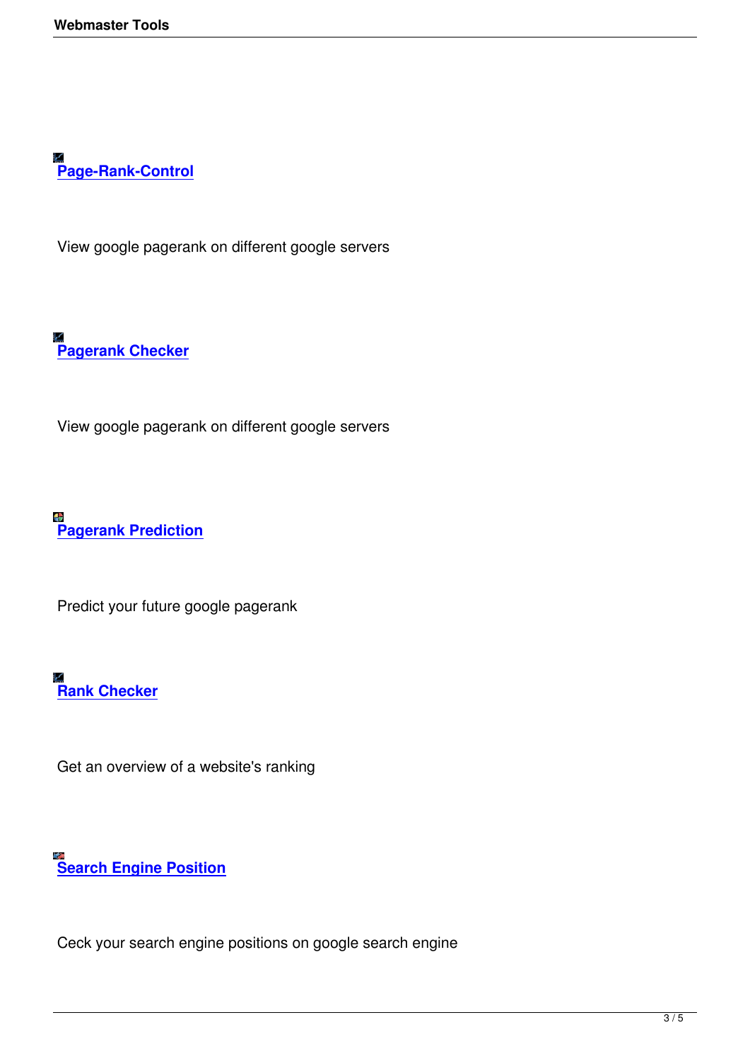**Page-Rank-Control**

View google pagerank on different google servers

**Pagerank Checker**

View google pagerank on different google servers

**Pagerank Prediction**

Predict your future google pagerank

**Rank Checker**

Get an overview of a website's ranking

**Search Engine Position**

Ceck your search engine positions on google search engine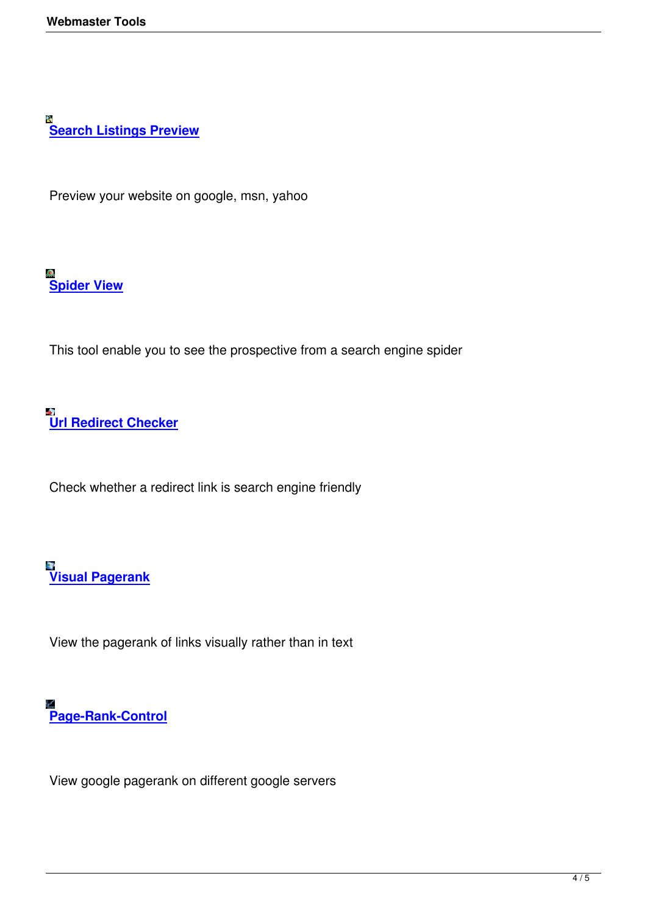**Search Listings Preview**

Preview your website on google, msn, yahoo

**Spider View**

This tool enable you to see the prospective from a search engine spider

**Url Redirect Checker**

Check whether a redirect link is search engine friendly

**Visual Pagerank**

View the pagerank of links visually rather than in text

**Page-Rank-Control**

View google pagerank on different google servers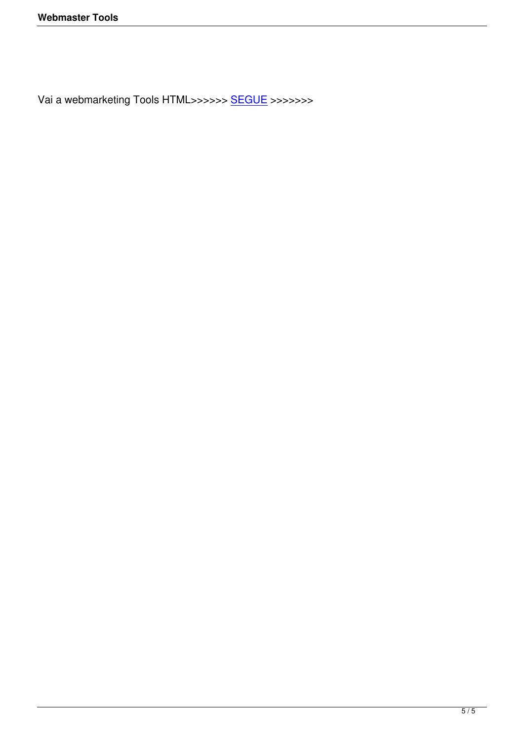Vai a webmarketing Tools HTML>>>>>> SEGUE >>>>>>>